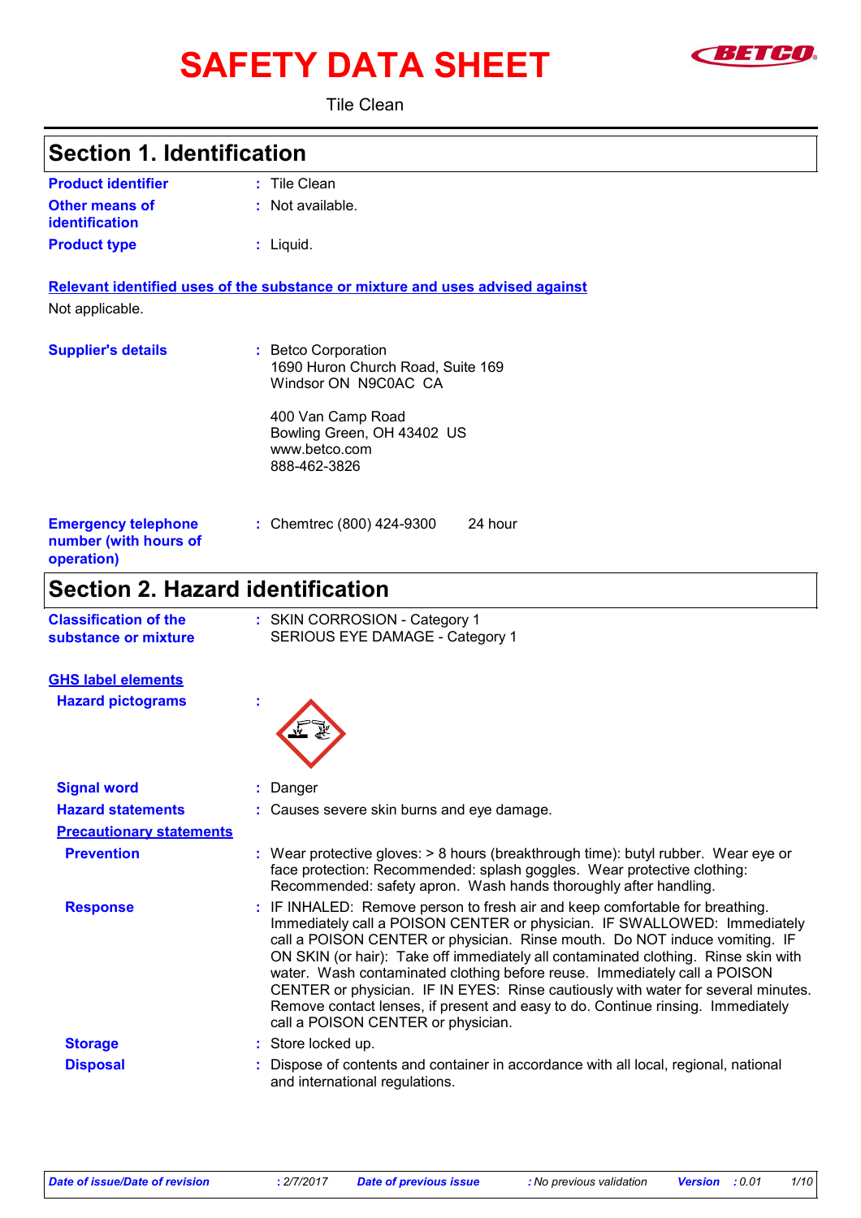# SAFETY DATA SHEET

Tile Clean

## Section 1. Identification

**Product identifier** : Tile Clean

**Other means of identification** : Not available.

**Product type** : Liquid.

**Relevant identified uses of the substance or mixture and uses advised against**

Not applicable.

**Supplier's details** : Betco Corporation
1690 Huron Church Road, Suite 169
Windsor ON N9C0AC CA

400 Van Camp Road
Bowling Green, OH 43402 US
www.betco.com
888-462-3826

**Emergency telephone number (with hours of operation)** : Chemtrec (800) 424-9300 24 hour

## Section 2. Hazard identification

**Classification of the substance or mixture** : SKIN CORROSION - Category 1
SERIOUS EYE DAMAGE - Category 1

**GHS label elements**

**Hazard pictograms** :

**Signal word** : Danger

**Hazard statements** : Causes severe skin burns and eye damage.

**Precautionary statements**

**Prevention** : Wear protective gloves: > 8 hours (breakthrough time): butyl rubber. Wear eye or face protection: Recommended: splash goggles. Wear protective clothing: Recommended: safety apron. Wash hands thoroughly after handling.

**Response** : IF INHALED: Remove person to fresh air and keep comfortable for breathing. Immediately call a POISON CENTER or physician. IF SWALLOWED: Immediately call a POISON CENTER or physician. Rinse mouth. Do NOT induce vomiting. IF ON SKIN (or hair): Take off immediately all contaminated clothing. Rinse skin with water. Wash contaminated clothing before reuse. Immediately call a POISON CENTER or physician. IF IN EYES: Rinse cautiously with water for several minutes. Remove contact lenses, if present and easy to do. Continue rinsing. Immediately call a POISON CENTER or physician.

**Storage** : Store locked up.

**Disposal** : Dispose of contents and container in accordance with all local, regional, national and international regulations.

*Date of issue/Date of revision* : 2/7/2017 *Date of previous issue* : No previous validation *Version* : 0.01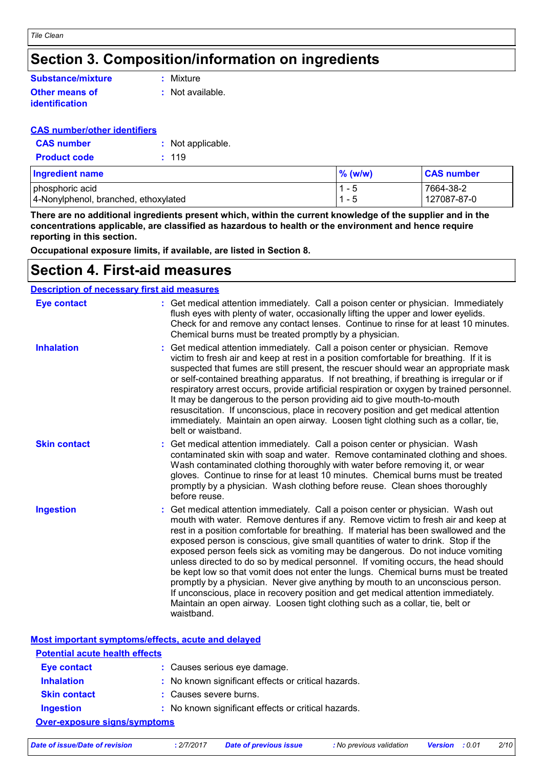## Section 3. Composition/information on ingredients

**Substance/mixture** : Mixture

**Other means of identification** : Not available.

**CAS number/other identifiers**

**CAS number** : Not applicable.

**Product code** : 119

| Ingredient name | % (w/w) | CAS number |
|---|---|---|
| phosphoric acid | 1 - 5 | 7664-38-2 |
| 4-Nonylphenol, branched, ethoxylated | 1 - 5 | 127087-87-0 |

**There are no additional ingredients present which, within the current knowledge of the supplier and in the concentrations applicable, are classified as hazardous to health or the environment and hence require reporting in this section.**

**Occupational exposure limits, if available, are listed in Section 8.**

## Section 4. First-aid measures

**Description of necessary first aid measures**

**Eye contact** : Get medical attention immediately. Call a poison center or physician. Immediately flush eyes with plenty of water, occasionally lifting the upper and lower eyelids. Check for and remove any contact lenses. Continue to rinse for at least 10 minutes. Chemical burns must be treated promptly by a physician.

**Inhalation** : Get medical attention immediately. Call a poison center or physician. Remove victim to fresh air and keep at rest in a position comfortable for breathing. If it is suspected that fumes are still present, the rescuer should wear an appropriate mask or self-contained breathing apparatus. If not breathing, if breathing is irregular or if respiratory arrest occurs, provide artificial respiration or oxygen by trained personnel. It may be dangerous to the person providing aid to give mouth-to-mouth resuscitation. If unconscious, place in recovery position and get medical attention immediately. Maintain an open airway. Loosen tight clothing such as a collar, tie, belt or waistband.

**Skin contact** : Get medical attention immediately. Call a poison center or physician. Wash contaminated skin with soap and water. Remove contaminated clothing and shoes. Wash contaminated clothing thoroughly with water before removing it, or wear gloves. Continue to rinse for at least 10 minutes. Chemical burns must be treated promptly by a physician. Wash clothing before reuse. Clean shoes thoroughly before reuse.

**Ingestion** : Get medical attention immediately. Call a poison center or physician. Wash out mouth with water. Remove dentures if any. Remove victim to fresh air and keep at rest in a position comfortable for breathing. If material has been swallowed and the exposed person is conscious, give small quantities of water to drink. Stop if the exposed person feels sick as vomiting may be dangerous. Do not induce vomiting unless directed to do so by medical personnel. If vomiting occurs, the head should be kept low so that vomit does not enter the lungs. Chemical burns must be treated promptly by a physician. Never give anything by mouth to an unconscious person. If unconscious, place in recovery position and get medical attention immediately. Maintain an open airway. Loosen tight clothing such as a collar, tie, belt or waistband.

**Most important symptoms/effects, acute and delayed**

**Potential acute health effects**

**Eye contact** : Causes serious eye damage.

**Inhalation** : No known significant effects or critical hazards.

**Skin contact** : Causes severe burns.

**Ingestion** : No known significant effects or critical hazards.

**Over-exposure signs/symptoms**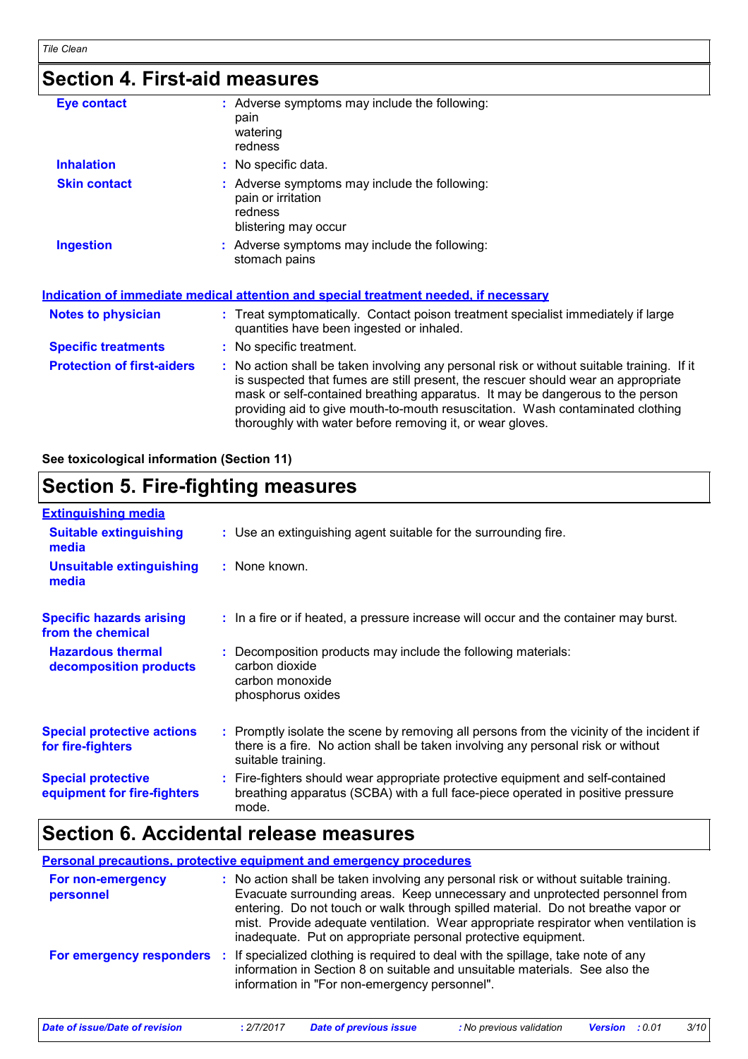## Section 4. First-aid measures

**Eye contact** : Adverse symptoms may include the following:
pain
watering
redness

**Inhalation** : No specific data.

**Skin contact** : Adverse symptoms may include the following:
pain or irritation
redness
blistering may occur

**Ingestion** : Adverse symptoms may include the following:
stomach pains

### Indication of immediate medical attention and special treatment needed, if necessary

**Notes to physician** : Treat symptomatically. Contact poison treatment specialist immediately if large quantities have been ingested or inhaled.

**Specific treatments** : No specific treatment.

**Protection of first-aiders** : No action shall be taken involving any personal risk or without suitable training. If it is suspected that fumes are still present, the rescuer should wear an appropriate mask or self-contained breathing apparatus. It may be dangerous to the person providing aid to give mouth-to-mouth resuscitation. Wash contaminated clothing thoroughly with water before removing it, or wear gloves.

**See toxicological information (Section 11)**

## Section 5. Fire-fighting measures

### Extinguishing media

**Suitable extinguishing media** : Use an extinguishing agent suitable for the surrounding fire.

**Unsuitable extinguishing media** : None known.

**Specific hazards arising from the chemical** : In a fire or if heated, a pressure increase will occur and the container may burst.

**Hazardous thermal decomposition products** : Decomposition products may include the following materials:
carbon dioxide
carbon monoxide
phosphorus oxides

**Special protective actions for fire-fighters** : Promptly isolate the scene by removing all persons from the vicinity of the incident if there is a fire. No action shall be taken involving any personal risk or without suitable training.

**Special protective equipment for fire-fighters** : Fire-fighters should wear appropriate protective equipment and self-contained breathing apparatus (SCBA) with a full face-piece operated in positive pressure mode.

## Section 6. Accidental release measures

### Personal precautions, protective equipment and emergency procedures

**For non-emergency personnel** : No action shall be taken involving any personal risk or without suitable training. Evacuate surrounding areas. Keep unnecessary and unprotected personnel from entering. Do not touch or walk through spilled material. Do not breathe vapor or mist. Provide adequate ventilation. Wear appropriate respirator when ventilation is inadequate. Put on appropriate personal protective equipment.

**For emergency responders** : If specialized clothing is required to deal with the spillage, take note of any information in Section 8 on suitable and unsuitable materials. See also the information in "For non-emergency personnel".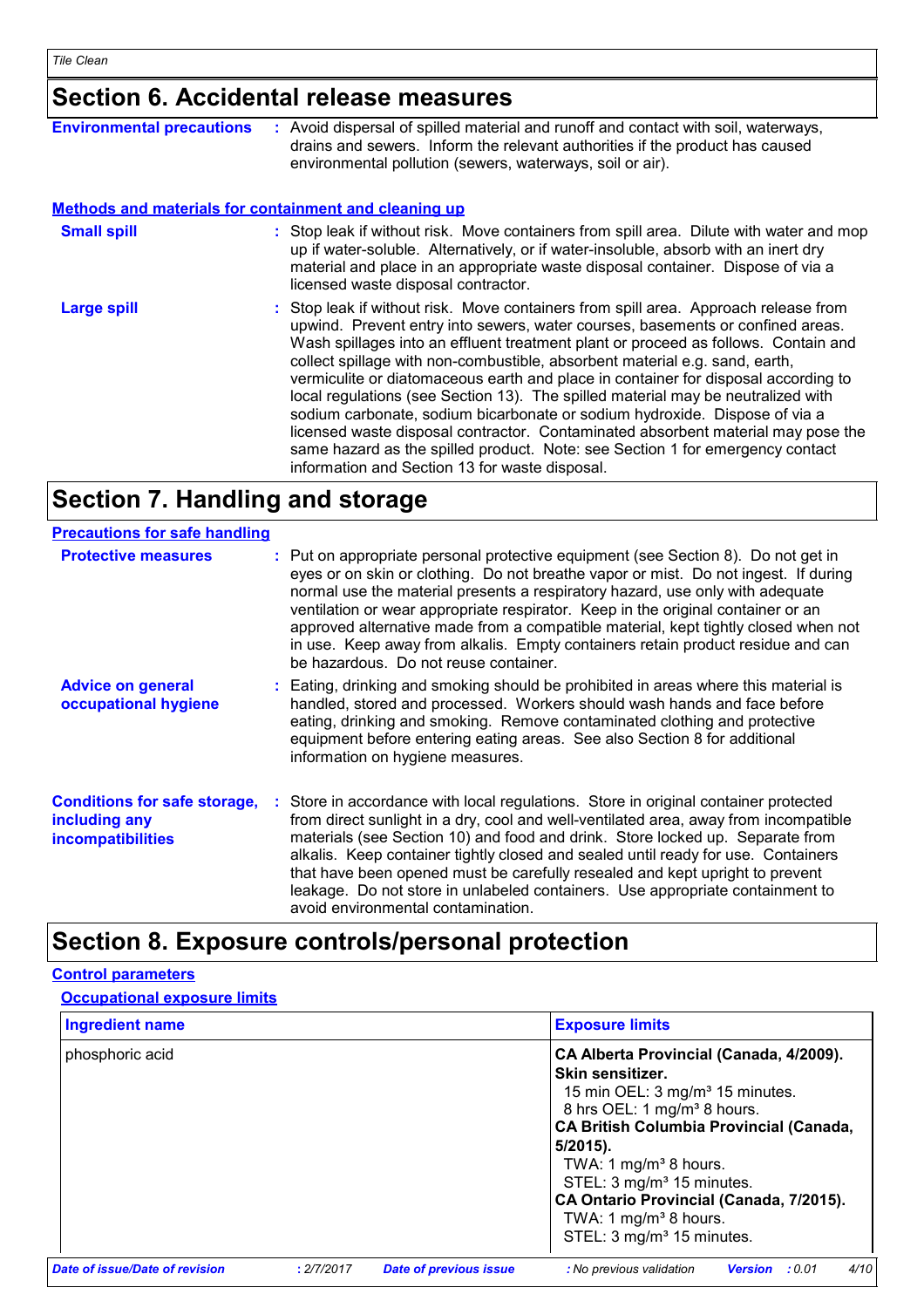## Section 6. Accidental release measures

**Environmental precautions** : Avoid dispersal of spilled material and runoff and contact with soil, waterways, drains and sewers. Inform the relevant authorities if the product has caused environmental pollution (sewers, waterways, soil or air).

### Methods and materials for containment and cleaning up

**Small spill** : Stop leak if without risk. Move containers from spill area. Dilute with water and mop up if water-soluble. Alternatively, or if water-insoluble, absorb with an inert dry material and place in an appropriate waste disposal container. Dispose of via a licensed waste disposal contractor.

**Large spill** : Stop leak if without risk. Move containers from spill area. Approach release from upwind. Prevent entry into sewers, water courses, basements or confined areas. Wash spillages into an effluent treatment plant or proceed as follows. Contain and collect spillage with non-combustible, absorbent material e.g. sand, earth, vermiculite or diatomaceous earth and place in container for disposal according to local regulations (see Section 13). The spilled material may be neutralized with sodium carbonate, sodium bicarbonate or sodium hydroxide. Dispose of via a licensed waste disposal contractor. Contaminated absorbent material may pose the same hazard as the spilled product. Note: see Section 1 for emergency contact information and Section 13 for waste disposal.

## Section 7. Handling and storage

### Precautions for safe handling

**Protective measures** : Put on appropriate personal protective equipment (see Section 8). Do not get in eyes or on skin or clothing. Do not breathe vapor or mist. Do not ingest. If during normal use the material presents a respiratory hazard, use only with adequate ventilation or wear appropriate respirator. Keep in the original container or an approved alternative made from a compatible material, kept tightly closed when not in use. Keep away from alkalis. Empty containers retain product residue and can be hazardous. Do not reuse container.

**Advice on general occupational hygiene** : Eating, drinking and smoking should be prohibited in areas where this material is handled, stored and processed. Workers should wash hands and face before eating, drinking and smoking. Remove contaminated clothing and protective equipment before entering eating areas. See also Section 8 for additional information on hygiene measures.

**Conditions for safe storage, including any incompatibilities** : Store in accordance with local regulations. Store in original container protected from direct sunlight in a dry, cool and well-ventilated area, away from incompatible materials (see Section 10) and food and drink. Store locked up. Separate from alkalis. Keep container tightly closed and sealed until ready for use. Containers that have been opened must be carefully resealed and kept upright to prevent leakage. Do not store in unlabeled containers. Use appropriate containment to avoid environmental contamination.

## Section 8. Exposure controls/personal protection

### Control parameters

#### Occupational exposure limits

| Ingredient name | Exposure limits |
|---|---|
| phosphoric acid | **CA Alberta Provincial (Canada, 4/2009). Skin sensitizer.**<br>15 min OEL: 3 mg/m³ 15 minutes.<br>8 hrs OEL: 1 mg/m³ 8 hours.<br>**CA British Columbia Provincial (Canada, 5/2015).**<br>TWA: 1 mg/m³ 8 hours.<br>STEL: 3 mg/m³ 15 minutes.<br>**CA Ontario Provincial (Canada, 7/2015).**<br>TWA: 1 mg/m³ 8 hours.<br>STEL: 3 mg/m³ 15 minutes. |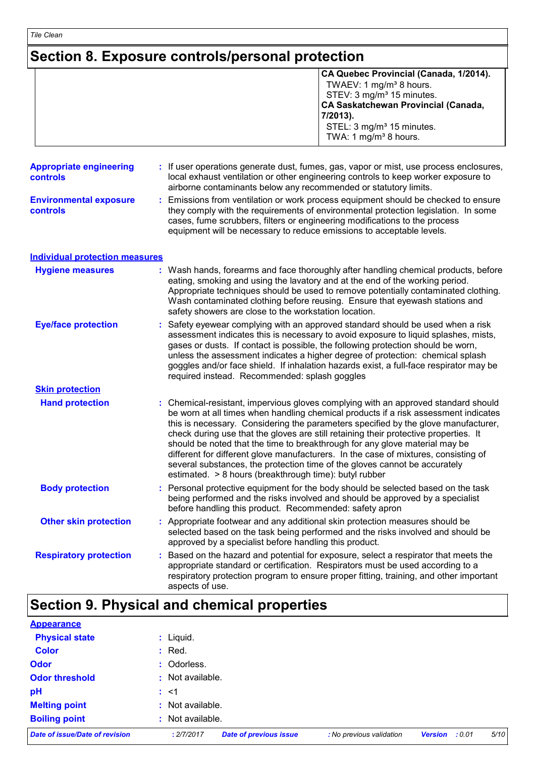## Section 8. Exposure controls/personal protection

| | |
|---|---|
| | **CA Quebec Provincial (Canada, 1/2014).**<br>TWAEV: 1 mg/m³ 8 hours.<br>STEV: 3 mg/m³ 15 minutes.<br>**CA Saskatchewan Provincial (Canada, 7/2013).**<br>STEL: 3 mg/m³ 15 minutes.<br>TWA: 1 mg/m³ 8 hours. |

**Appropriate engineering controls** : If user operations generate dust, fumes, gas, vapor or mist, use process enclosures, local exhaust ventilation or other engineering controls to keep worker exposure to airborne contaminants below any recommended or statutory limits.

**Environmental exposure controls** : Emissions from ventilation or work process equipment should be checked to ensure they comply with the requirements of environmental protection legislation. In some cases, fume scrubbers, filters or engineering modifications to the process equipment will be necessary to reduce emissions to acceptable levels.

### Individual protection measures

**Hygiene measures** : Wash hands, forearms and face thoroughly after handling chemical products, before eating, smoking and using the lavatory and at the end of the working period. Appropriate techniques should be used to remove potentially contaminated clothing. Wash contaminated clothing before reusing. Ensure that eyewash stations and safety showers are close to the workstation location.

**Eye/face protection** : Safety eyewear complying with an approved standard should be used when a risk assessment indicates this is necessary to avoid exposure to liquid splashes, mists, gases or dusts. If contact is possible, the following protection should be worn, unless the assessment indicates a higher degree of protection: chemical splash goggles and/or face shield. If inhalation hazards exist, a full-face respirator may be required instead. Recommended: splash goggles

#### Skin protection

**Hand protection** : Chemical-resistant, impervious gloves complying with an approved standard should be worn at all times when handling chemical products if a risk assessment indicates this is necessary. Considering the parameters specified by the glove manufacturer, check during use that the gloves are still retaining their protective properties. It should be noted that the time to breakthrough for any glove material may be different for different glove manufacturers. In the case of mixtures, consisting of several substances, the protection time of the gloves cannot be accurately estimated. > 8 hours (breakthrough time): butyl rubber

**Body protection** : Personal protective equipment for the body should be selected based on the task being performed and the risks involved and should be approved by a specialist before handling this product. Recommended: safety apron

**Other skin protection** : Appropriate footwear and any additional skin protection measures should be selected based on the task being performed and the risks involved and should be approved by a specialist before handling this product.

**Respiratory protection** : Based on the hazard and potential for exposure, select a respirator that meets the appropriate standard or certification. Respirators must be used according to a respiratory protection program to ensure proper fitting, training, and other important aspects of use.

## Section 9. Physical and chemical properties

### Appearance

**Physical state** : Liquid.

**Color** : Red.

**Odor** : Odorless.

**Odor threshold** : Not available.

**pH** : <1

**Melting point** : Not available.

**Boiling point** : Not available.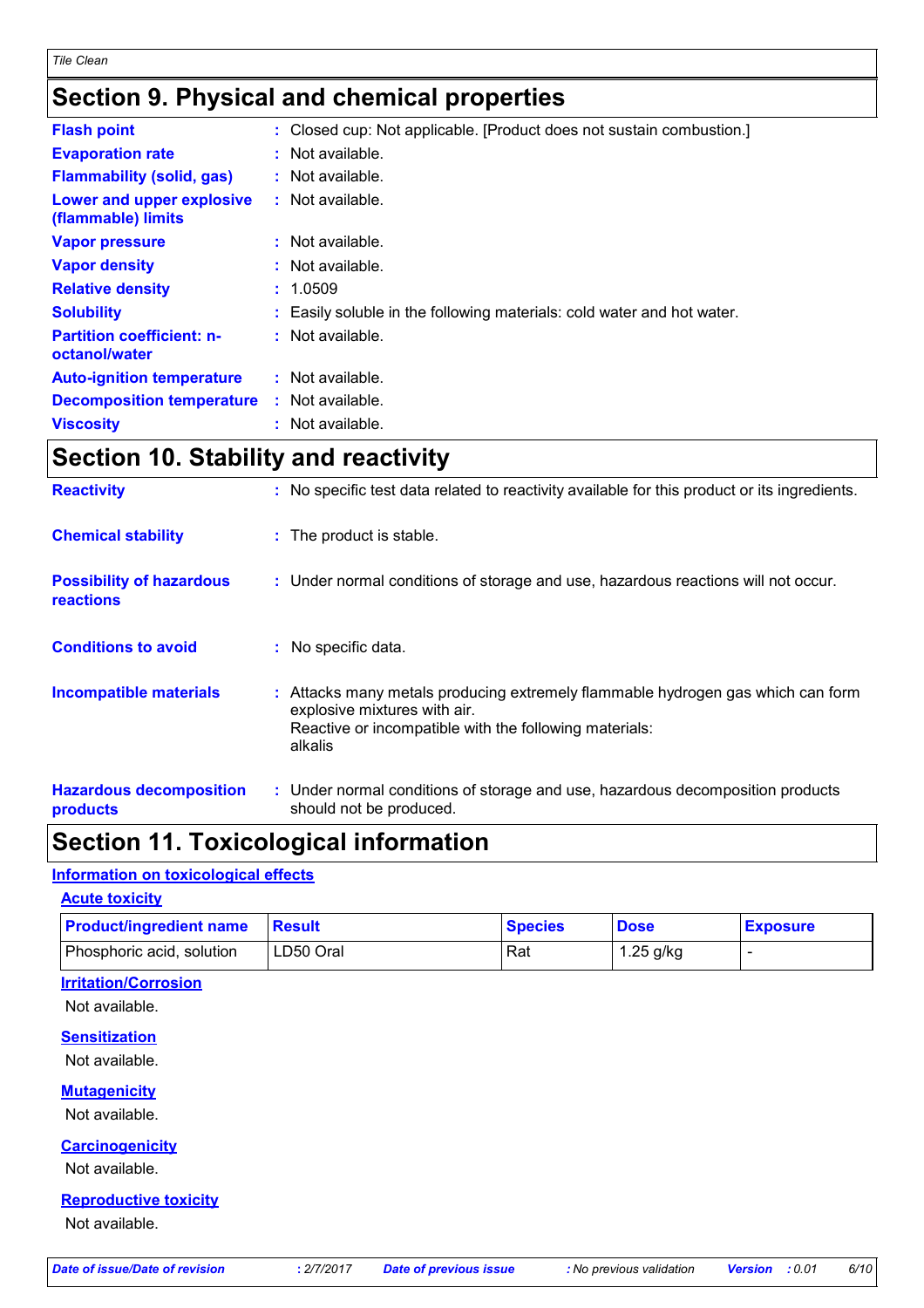## Section 9. Physical and chemical properties

| | |
|---|---|
| **Flash point** | : Closed cup: Not applicable. [Product does not sustain combustion.] |
| **Evaporation rate** | : Not available. |
| **Flammability (solid, gas)** | : Not available. |
| **Lower and upper explosive (flammable) limits** | : Not available. |
| **Vapor pressure** | : Not available. |
| **Vapor density** | : Not available. |
| **Relative density** | : 1.0509 |
| **Solubility** | : Easily soluble in the following materials: cold water and hot water. |
| **Partition coefficient: n-octanol/water** | : Not available. |
| **Auto-ignition temperature** | : Not available. |
| **Decomposition temperature** | : Not available. |
| **Viscosity** | : Not available. |

## Section 10. Stability and reactivity

| | |
|---|---|
| **Reactivity** | : No specific test data related to reactivity available for this product or its ingredients. |
| **Chemical stability** | : The product is stable. |
| **Possibility of hazardous reactions** | : Under normal conditions of storage and use, hazardous reactions will not occur. |
| **Conditions to avoid** | : No specific data. |
| **Incompatible materials** | : Attacks many metals producing extremely flammable hydrogen gas which can form explosive mixtures with air. Reactive or incompatible with the following materials: alkalis |
| **Hazardous decomposition products** | : Under normal conditions of storage and use, hazardous decomposition products should not be produced. |

## Section 11. Toxicological information

### Information on toxicological effects

#### Acute toxicity

| Product/ingredient name | Result | Species | Dose | Exposure |
|---|---|---|---|---|
| Phosphoric acid, solution | LD50 Oral | Rat | 1.25 g/kg | - |

#### Irritation/Corrosion

Not available.

#### Sensitization

Not available.

#### Mutagenicity

Not available.

#### Carcinogenicity

Not available.

#### Reproductive toxicity

Not available.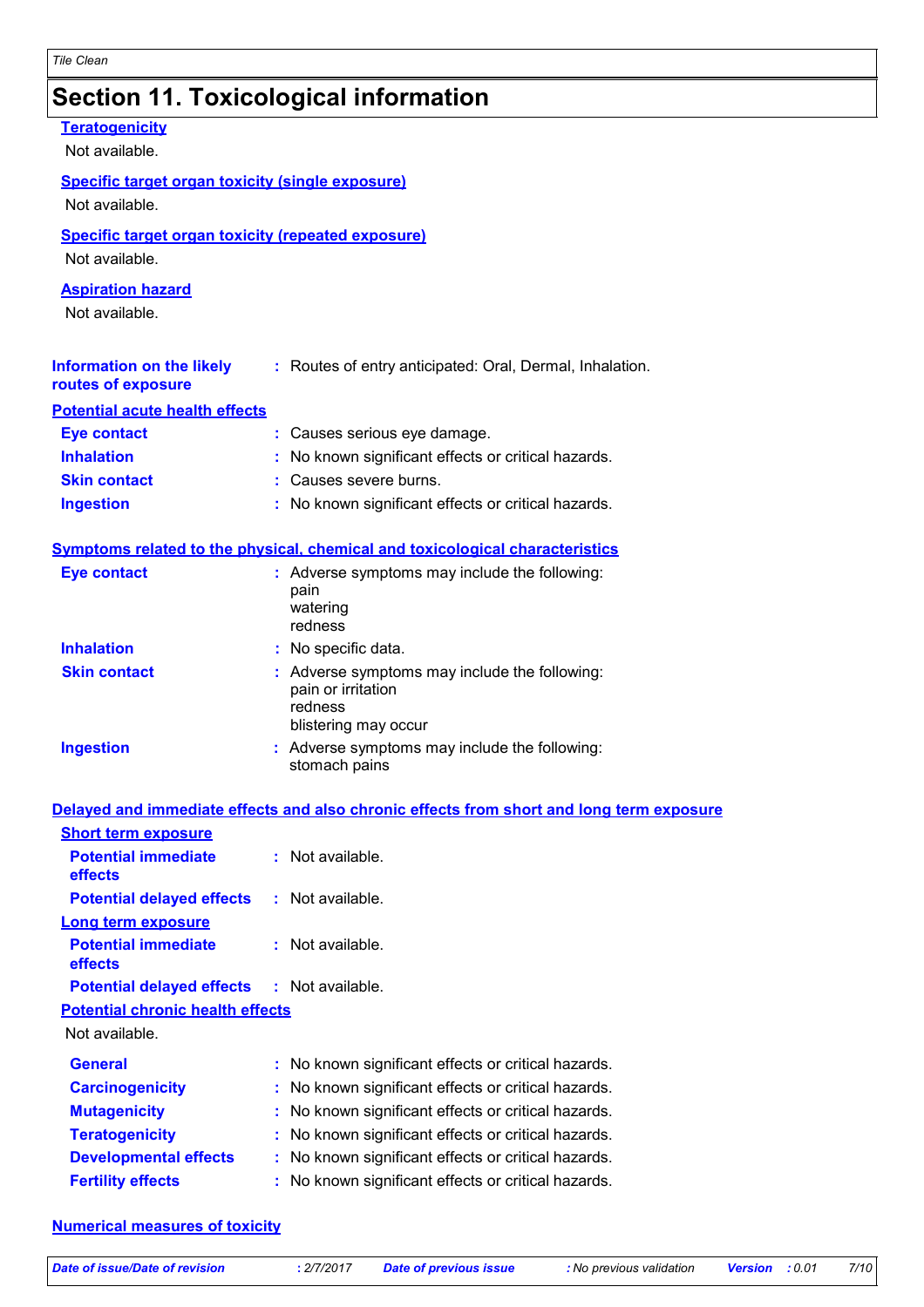## Section 11. Toxicological information

**Teratogenicity**

Not available.

**Specific target organ toxicity (single exposure)**

Not available.

**Specific target organ toxicity (repeated exposure)**

Not available.

**Aspiration hazard**

Not available.

**Information on the likely routes of exposure** : Routes of entry anticipated: Oral, Dermal, Inhalation.

**Potential acute health effects**

| | |
|---|---|
| **Eye contact** | : Causes serious eye damage. |
| **Inhalation** | : No known significant effects or critical hazards. |
| **Skin contact** | : Causes severe burns. |
| **Ingestion** | : No known significant effects or critical hazards. |

**Symptoms related to the physical, chemical and toxicological characteristics**

| | |
|---|---|
| **Eye contact** | : Adverse symptoms may include the following: pain watering redness |
| **Inhalation** | : No specific data. |
| **Skin contact** | : Adverse symptoms may include the following: pain or irritation redness blistering may occur |
| **Ingestion** | : Adverse symptoms may include the following: stomach pains |

**Delayed and immediate effects and also chronic effects from short and long term exposure**

**Short term exposure**

| | |
|---|---|
| **Potential immediate effects** | : Not available. |
| **Potential delayed effects** | : Not available. |

**Long term exposure**

| | |
|---|---|
| **Potential immediate effects** | : Not available. |
| **Potential delayed effects** | : Not available. |

**Potential chronic health effects**

Not available.

| | |
|---|---|
| **General** | : No known significant effects or critical hazards. |
| **Carcinogenicity** | : No known significant effects or critical hazards. |
| **Mutagenicity** | : No known significant effects or critical hazards. |
| **Teratogenicity** | : No known significant effects or critical hazards. |
| **Developmental effects** | : No known significant effects or critical hazards. |
| **Fertility effects** | : No known significant effects or critical hazards. |

**Numerical measures of toxicity**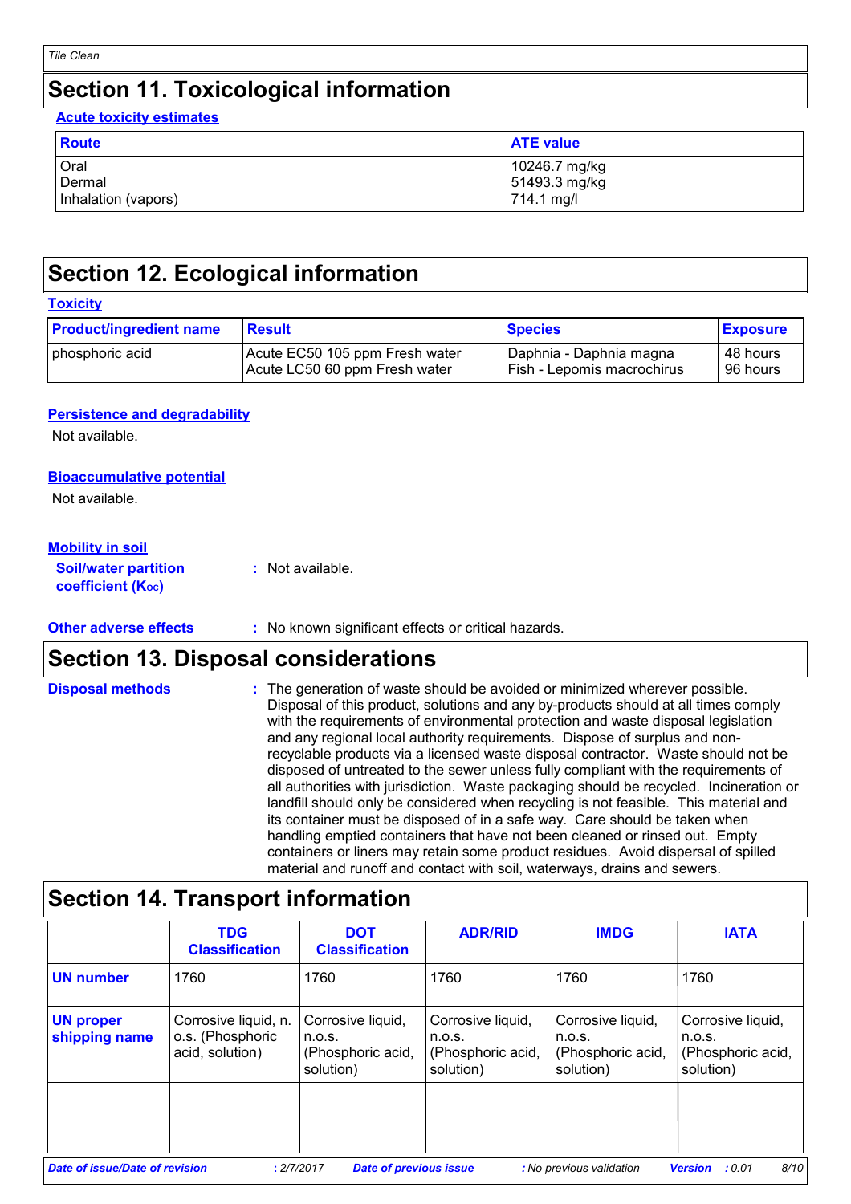## Section 11. Toxicological information

**Acute toxicity estimates**

| Route | ATE value |
|---|---|
| Oral<br>Dermal<br>Inhalation (vapors) | 10246.7 mg/kg<br>51493.3 mg/kg<br>714.1 mg/l |

## Section 12. Ecological information

**Toxicity**

| Product/ingredient name | Result | Species | Exposure |
|---|---|---|---|
| phosphoric acid | Acute EC50 105 ppm Fresh water<br>Acute LC50 60 ppm Fresh water | Daphnia - Daphnia magna<br>Fish - Lepomis macrochirus | 48 hours<br>96 hours |

**Persistence and degradability**

Not available.

**Bioaccumulative potential**

Not available.

**Mobility in soil**

**Soil/water partition coefficient ($K_{OC}$)** : Not available.

**Other adverse effects** : No known significant effects or critical hazards.

## Section 13. Disposal considerations

**Disposal methods** : The generation of waste should be avoided or minimized wherever possible. Disposal of this product, solutions and any by-products should at all times comply with the requirements of environmental protection and waste disposal legislation and any regional local authority requirements. Dispose of surplus and non-recyclable products via a licensed waste disposal contractor. Waste should not be disposed of untreated to the sewer unless fully compliant with the requirements of all authorities with jurisdiction. Waste packaging should be recycled. Incineration or landfill should only be considered when recycling is not feasible. This material and its container must be disposed of in a safe way. Care should be taken when handling emptied containers that have not been cleaned or rinsed out. Empty containers or liners may retain some product residues. Avoid dispersal of spilled material and runoff and contact with soil, waterways, drains and sewers.

## Section 14. Transport information

| | TDG Classification | DOT Classification | ADR/RID | IMDG | IATA |
|---|---|---|---|---|---|
| UN number | 1760 | 1760 | 1760 | 1760 | 1760 |
| UN proper shipping name | Corrosive liquid, n.o.s. (Phosphoric acid, solution) | Corrosive liquid, n.o.s. (Phosphoric acid, solution) | Corrosive liquid, n.o.s. (Phosphoric acid, solution) | Corrosive liquid, n.o.s. (Phosphoric acid, solution) | Corrosive liquid, n.o.s. (Phosphoric acid, solution) |
| | | | | | |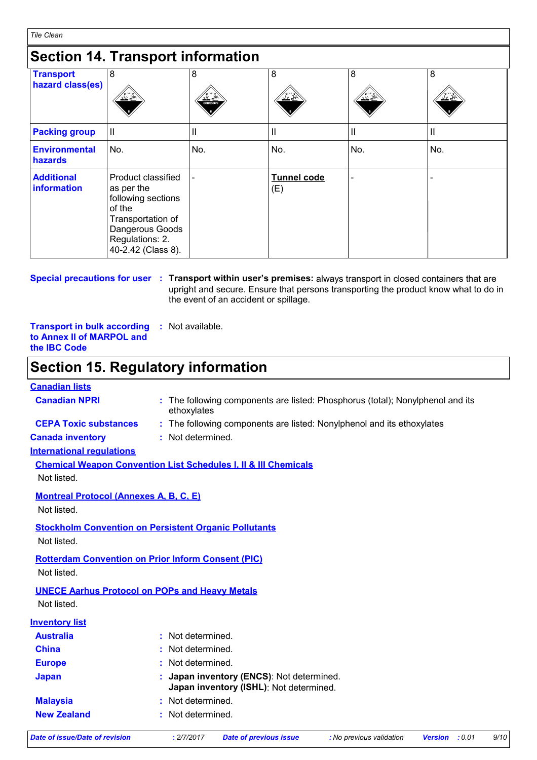## Section 14. Transport information

| | | | | | |
|---|---|---|---|---|---|
| **Transport hazard class(es)** | 8 | 8 | 8 | 8 | 8 |
| **Packing group** | II | II | II | II | II |
| **Environmental hazards** | No. | No. | No. | No. | No. |
| **Additional information** | Product classified as per the following sections of the Transportation of Dangerous Goods Regulations: 2. 40-2.42 (Class 8). | - | **Tunnel code** (E) | - | - |

**Special precautions for user** : **Transport within user's premises:** always transport in closed containers that are upright and secure. Ensure that persons transporting the product know what to do in the event of an accident or spillage.

**Transport in bulk according to Annex II of MARPOL and the IBC Code** : Not available.

## Section 15. Regulatory information

**Canadian lists**

**Canadian NPRI** : The following components are listed: Phosphorus (total); Nonylphenol and its ethoxylates

**CEPA Toxic substances** : The following components are listed: Nonylphenol and its ethoxylates

**Canada inventory** : Not determined.

**International regulations**

**Chemical Weapon Convention List Schedules I, II & III Chemicals**

Not listed.

**Montreal Protocol (Annexes A, B, C, E)**

Not listed.

**Stockholm Convention on Persistent Organic Pollutants**

Not listed.

**Rotterdam Convention on Prior Inform Consent (PIC)**

Not listed.

**UNECE Aarhus Protocol on POPs and Heavy Metals**

Not listed.

**Inventory list**

**Australia** : Not determined.

**China** : Not determined.

**Europe** : Not determined.

**Japan** : **Japan inventory (ENCS)**: Not determined.
**Japan inventory (ISHL)**: Not determined.

**Malaysia** : Not determined.

**New Zealand** : Not determined.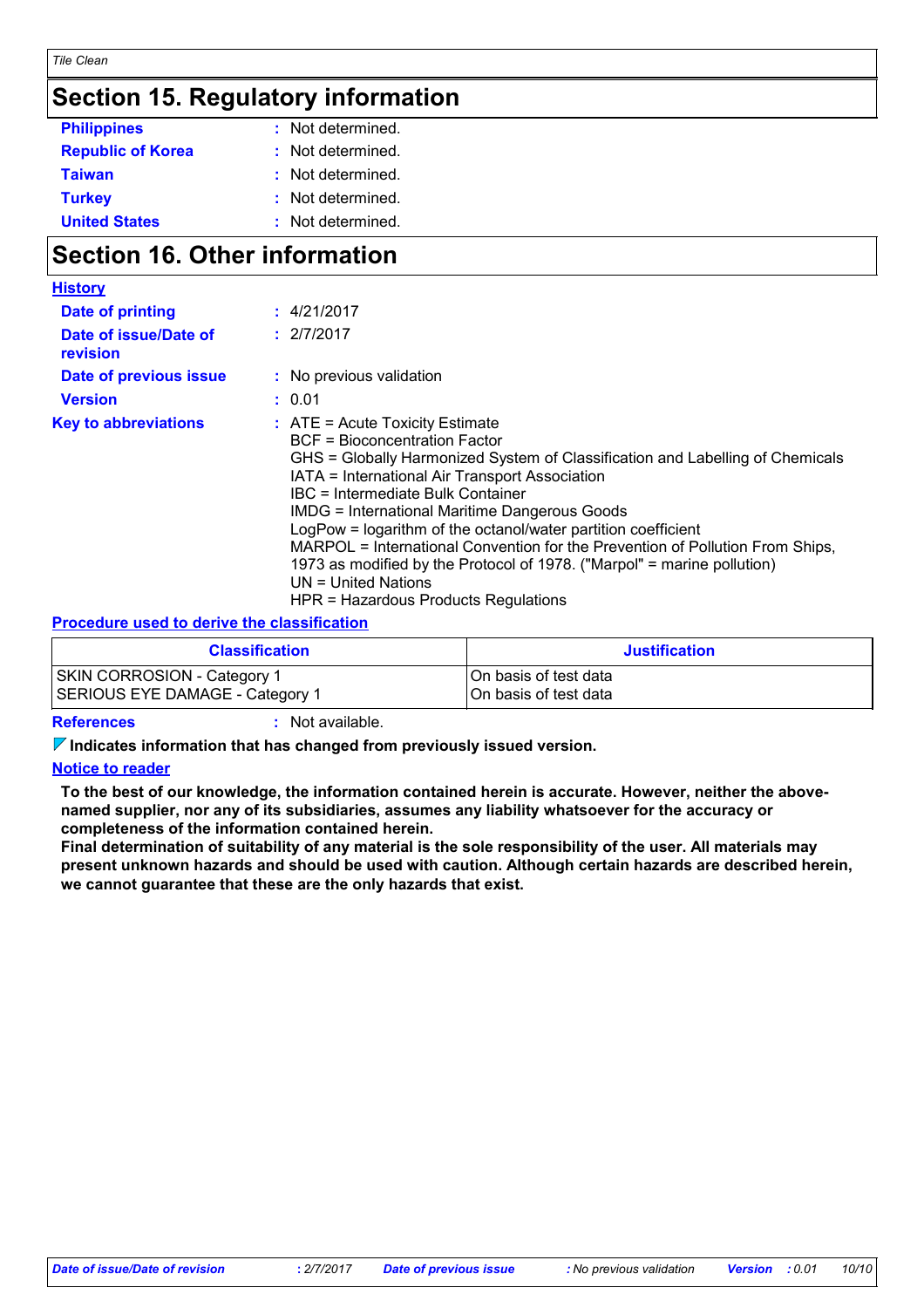## Section 15. Regulatory information

**Philippines** : Not determined.

**Republic of Korea** : Not determined.

**Taiwan** : Not determined.

**Turkey** : Not determined.

**United States** : Not determined.

## Section 16. Other information

### History

**Date of printing** : 4/21/2017

**Date of issue/Date of revision** : 2/7/2017

**Date of previous issue** : No previous validation

**Version** : 0.01

**Key to abbreviations** :
ATE = Acute Toxicity Estimate
BCF = Bioconcentration Factor
GHS = Globally Harmonized System of Classification and Labelling of Chemicals
IATA = International Air Transport Association
IBC = Intermediate Bulk Container
IMDG = International Maritime Dangerous Goods
LogPow = logarithm of the octanol/water partition coefficient
MARPOL = International Convention for the Prevention of Pollution From Ships, 1973 as modified by the Protocol of 1978. ("Marpol" = marine pollution)
UN = United Nations
HPR = Hazardous Products Regulations

### Procedure used to derive the classification

| Classification | Justification |
|---|---|
| SKIN CORROSION - Category 1 | On basis of test data |
| SERIOUS EYE DAMAGE - Category 1 | On basis of test data |

**References** : Not available.

**Indicates information that has changed from previously issued version.**

### Notice to reader

**To the best of our knowledge, the information contained herein is accurate. However, neither the above-named supplier, nor any of its subsidiaries, assumes any liability whatsoever for the accuracy or completeness of the information contained herein.**
**Final determination of suitability of any material is the sole responsibility of the user. All materials may present unknown hazards and should be used with caution. Although certain hazards are described herein, we cannot guarantee that these are the only hazards that exist.**